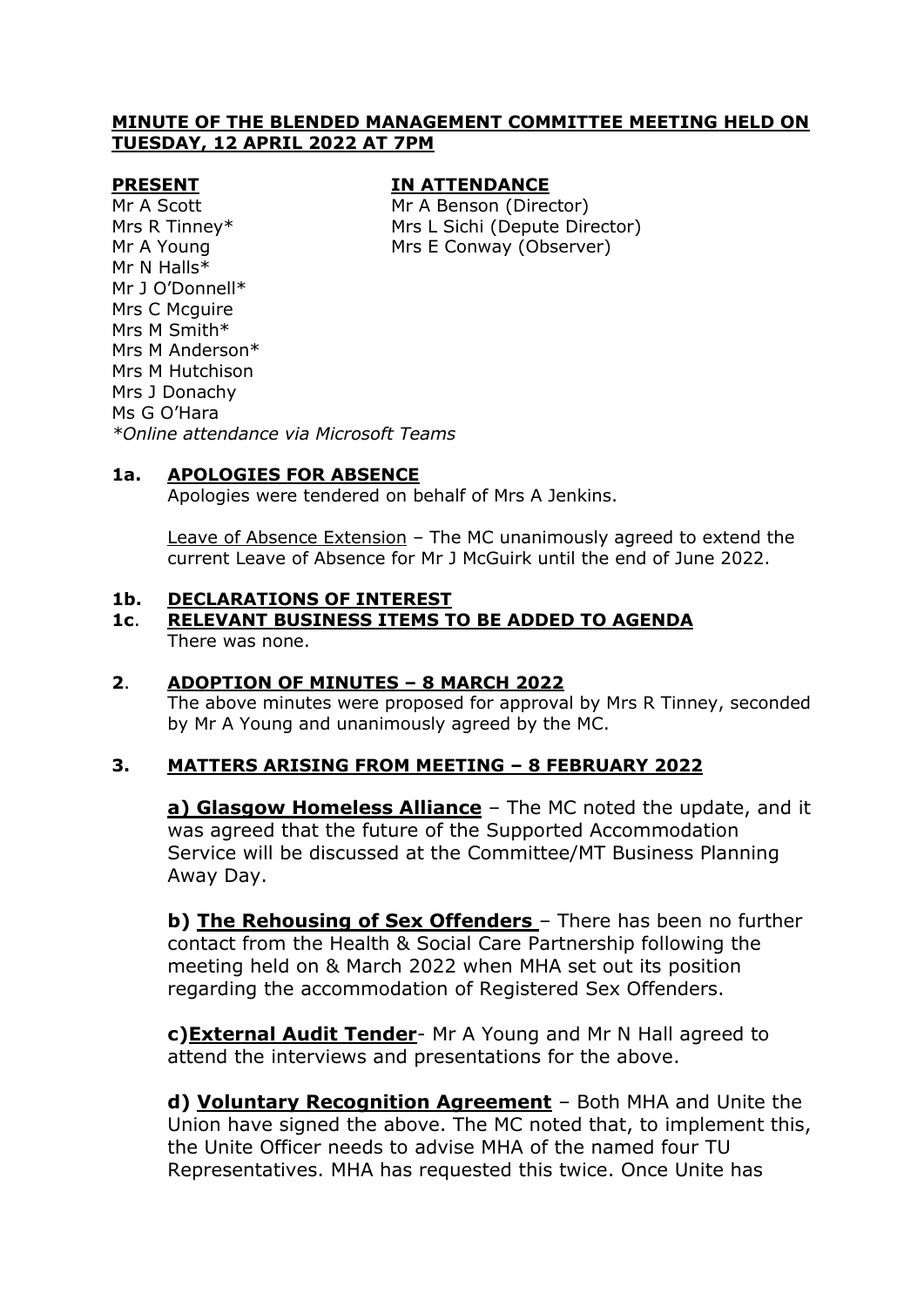**MINUTE OF THE BLENDED MANAGEMENT COMMITTEE MEETING HELD ON TUESDAY, 12 APRIL 2022 AT 7PM**

| **PRESENT** | **IN ATTENDANCE** |
|---|---|
| Mr A Scott | Mr A Benson (Director) |
| Mrs R Tinney* | Mrs L Sichi (Depute Director) |
| Mr A Young | Mrs E Conway (Observer) |
| Mr N Halls* | |
| Mr J O'Donnell* | |
| Mrs C Mcguire | |
| Mrs M Smith* | |
| Mrs M Anderson* | |
| Mrs M Hutchison | |
| Mrs J Donachy | |
| Ms G O'Hara | |

*\*Online attendance via Microsoft Teams*

**1a. APOLOGIES FOR ABSENCE**

Apologies were tendered on behalf of Mrs A Jenkins.

Leave of Absence Extension – The MC unanimously agreed to extend the current Leave of Absence for Mr J McGuirk until the end of June 2022.

**1b. DECLARATIONS OF INTEREST**

**1c. RELEVANT BUSINESS ITEMS TO BE ADDED TO AGENDA**

There was none.

**2. ADOPTION OF MINUTES – 8 MARCH 2022**

The above minutes were proposed for approval by Mrs R Tinney, seconded by Mr A Young and unanimously agreed by the MC.

**3. MATTERS ARISING FROM MEETING – 8 FEBRUARY 2022**

**a) Glasgow Homeless Alliance** – The MC noted the update, and it was agreed that the future of the Supported Accommodation Service will be discussed at the Committee/MT Business Planning Away Day.

**b) The Rehousing of Sex Offenders** – There has been no further contact from the Health & Social Care Partnership following the meeting held on & March 2022 when MHA set out its position regarding the accommodation of Registered Sex Offenders.

**c) External Audit Tender**- Mr A Young and Mr N Hall agreed to attend the interviews and presentations for the above.

**d) Voluntary Recognition Agreement** – Both MHA and Unite the Union have signed the above. The MC noted that, to implement this, the Unite Officer needs to advise MHA of the named four TU Representatives. MHA has requested this twice. Once Unite has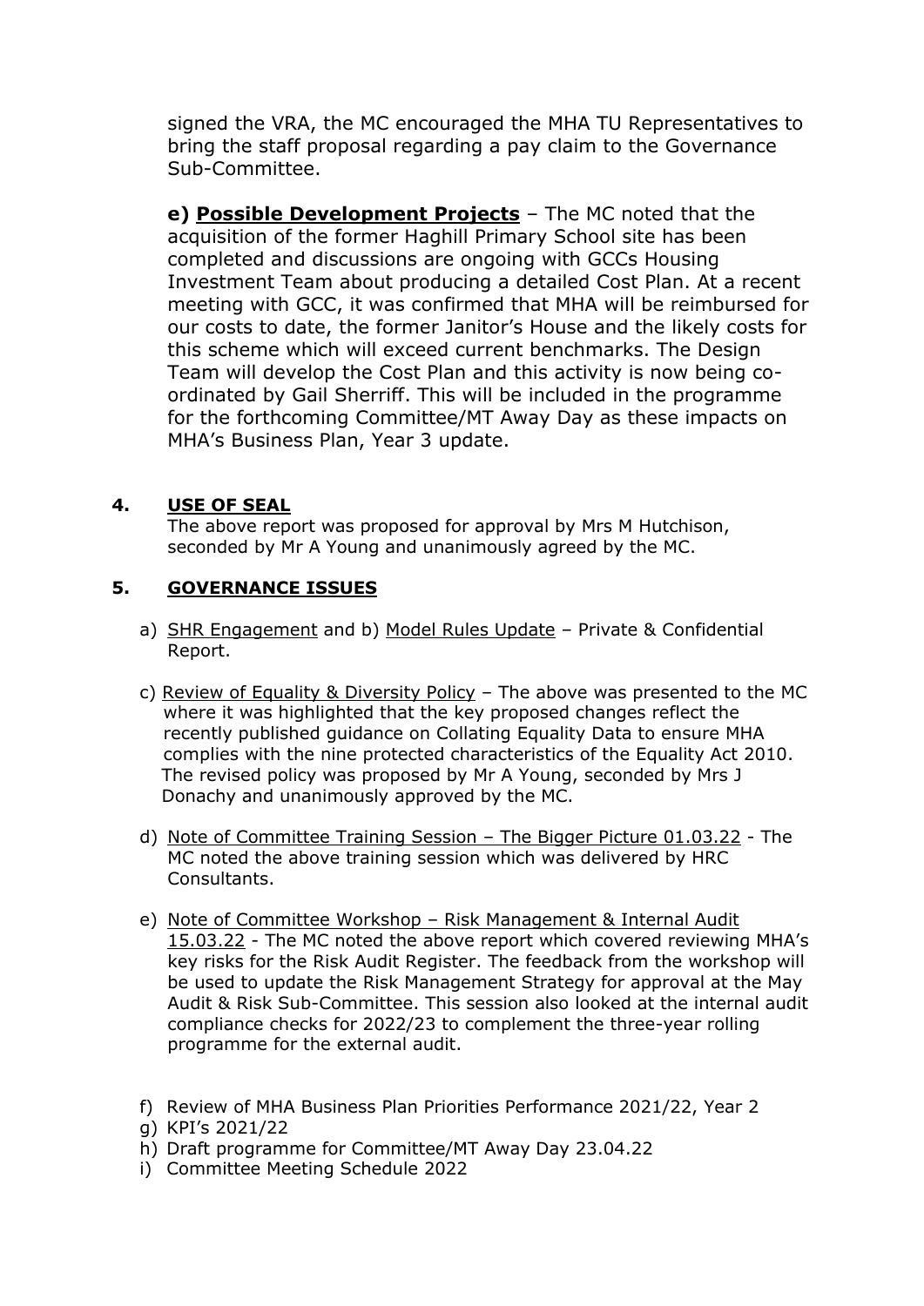signed the VRA, the MC encouraged the MHA TU Representatives to bring the staff proposal regarding a pay claim to the Governance Sub-Committee.

**e) <u>Possible Development Projects</u>** – The MC noted that the acquisition of the former Haghill Primary School site has been completed and discussions are ongoing with GCCs Housing Investment Team about producing a detailed Cost Plan. At a recent meeting with GCC, it was confirmed that MHA will be reimbursed for our costs to date, the former Janitor's House and the likely costs for this scheme which will exceed current benchmarks. The Design Team will develop the Cost Plan and this activity is now being co-ordinated by Gail Sherriff. This will be included in the programme for the forthcoming Committee/MT Away Day as these impacts on MHA's Business Plan, Year 3 update.

## 4. <u>USE OF SEAL</u>

The above report was proposed for approval by Mrs M Hutchison, seconded by Mr A Young and unanimously agreed by the MC.

## 5. <u>GOVERNANCE ISSUES</u>

a) <u>SHR Engagement</u> and b) <u>Model Rules Update</u> – Private & Confidential Report.

c) <u>Review of Equality & Diversity Policy</u> – The above was presented to the MC where it was highlighted that the key proposed changes reflect the recently published guidance on Collating Equality Data to ensure MHA complies with the nine protected characteristics of the Equality Act 2010. The revised policy was proposed by Mr A Young, seconded by Mrs J Donachy and unanimously approved by the MC.

d) <u>Note of Committee Training Session – The Bigger Picture 01.03.22</u> - The MC noted the above training session which was delivered by HRC Consultants.

e) <u>Note of Committee Workshop – Risk Management & Internal Audit 15.03.22</u> - The MC noted the above report which covered reviewing MHA's key risks for the Risk Audit Register. The feedback from the workshop will be used to update the Risk Management Strategy for approval at the May Audit & Risk Sub-Committee. This session also looked at the internal audit compliance checks for 2022/23 to complement the three-year rolling programme for the external audit.

f) Review of MHA Business Plan Priorities Performance 2021/22, Year 2
g) KPI's 2021/22
h) Draft programme for Committee/MT Away Day 23.04.22
i) Committee Meeting Schedule 2022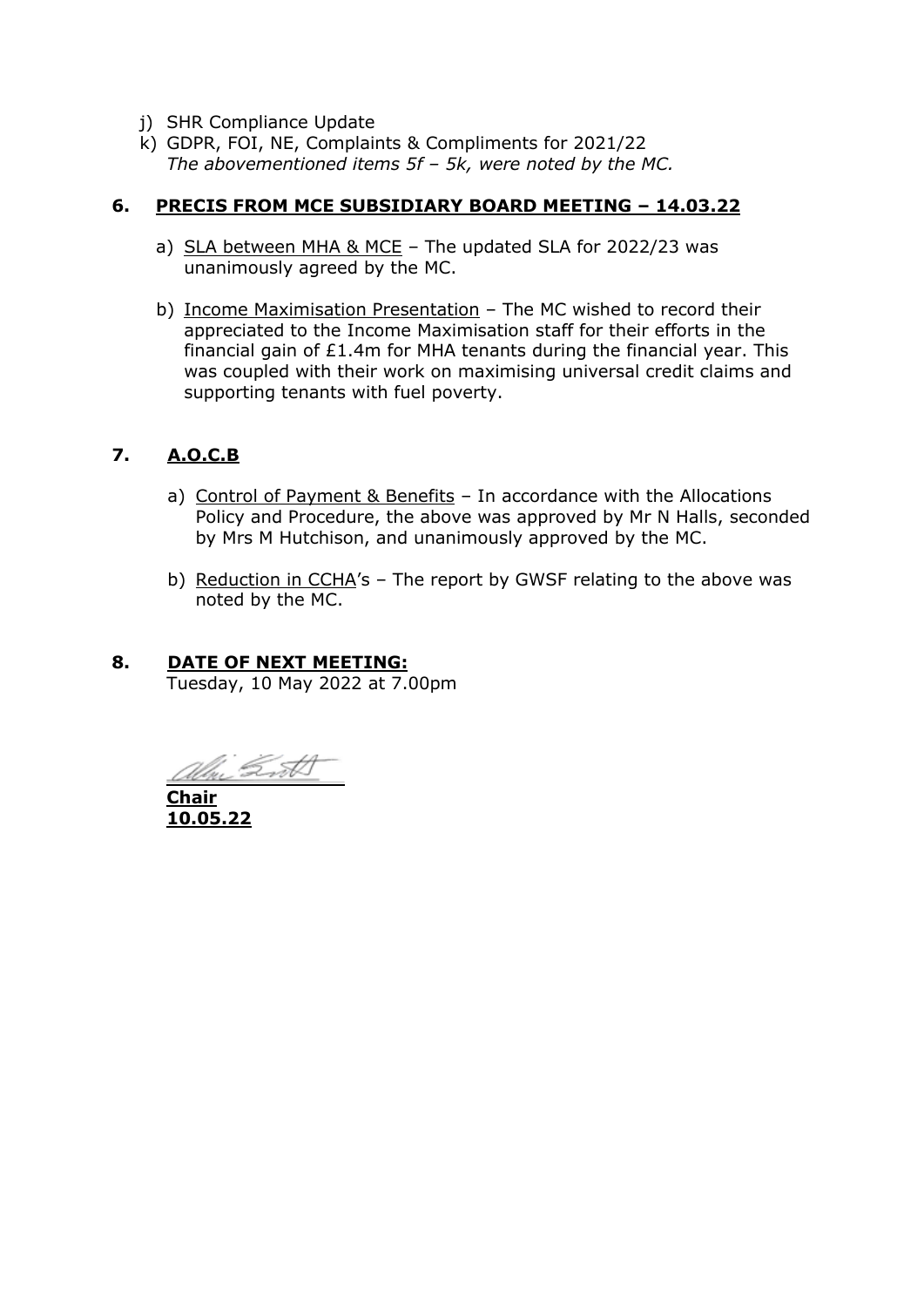j) SHR Compliance Update
k) GDPR, FOI, NE, Complaints & Compliments for 2021/22
*The abovementioned items 5f – 5k, were noted by the MC.*

## 6. PRECIS FROM MCE SUBSIDIARY BOARD MEETING – 14.03.22

a) SLA between MHA & MCE – The updated SLA for 2022/23 was unanimously agreed by the MC.

b) Income Maximisation Presentation – The MC wished to record their appreciated to the Income Maximisation staff for their efforts in the financial gain of £1.4m for MHA tenants during the financial year. This was coupled with their work on maximising universal credit claims and supporting tenants with fuel poverty.

## 7. A.O.C.B

a) Control of Payment & Benefits – In accordance with the Allocations Policy and Procedure, the above was approved by Mr N Halls, seconded by Mrs M Hutchison, and unanimously approved by the MC.

b) Reduction in CCHA's – The report by GWSF relating to the above was noted by the MC.

## 8. DATE OF NEXT MEETING:

Tuesday, 10 May 2022 at 7.00pm

**Chair**
**10.05.22**